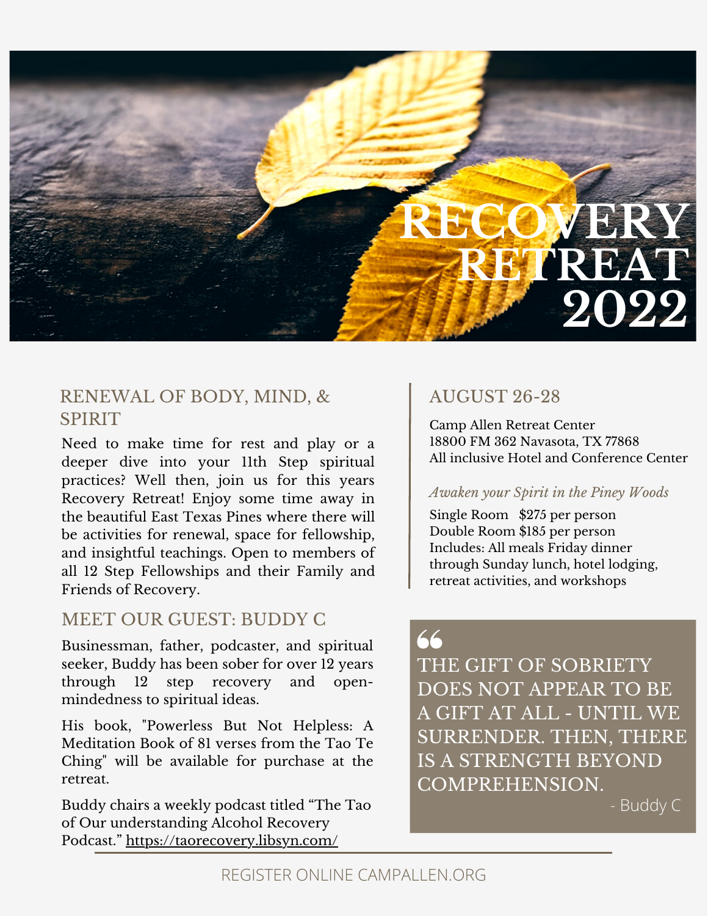# RECOVERY RETREAT 2022

## RENEWAL OF BODY, MIND, & SPIRIT

Need to make time for rest and play or a deeper dive into your 11th Step spiritual practices? Well then, join us for this years Recovery Retreat! Enjoy some time away in the beautiful East Texas Pines where there will be activities for renewal, space for fellowship, and insightful teachings. Open to members of all 12 Step Fellowships and their Family and Friends of Recovery.

## MEET OUR GUEST: BUDDY C

Businessman, father, podcaster, and spiritual seeker, Buddy has been sober for over 12 years through 12 step recovery and open-mindedness to spiritual ideas.

His book, "Powerless But Not Helpless: A Meditation Book of 81 verses from the Tao Te Ching" will be available for purchase at the retreat.

Buddy chairs a weekly podcast titled "The Tao of Our understanding Alcohol Recovery Podcast." https://taorecovery.libsyn.com/

## AUGUST 26-28

Camp Allen Retreat Center
18800 FM 362 Navasota, TX 77868
All inclusive Hotel and Conference Center

*Awaken your Spirit in the Piney Woods*

Single Room $275 per person
Double Room $185 per person
Includes: All meals Friday dinner through Sunday lunch, hotel lodging, retreat activities, and workshops

> THE GIFT OF SOBRIETY DOES NOT APPEAR TO BE A GIFT AT ALL - UNTIL WE SURRENDER. THEN, THERE IS A STRENGTH BEYOND COMPREHENSION.
>
> - Buddy C

REGISTER ONLINE CAMPALLEN.ORG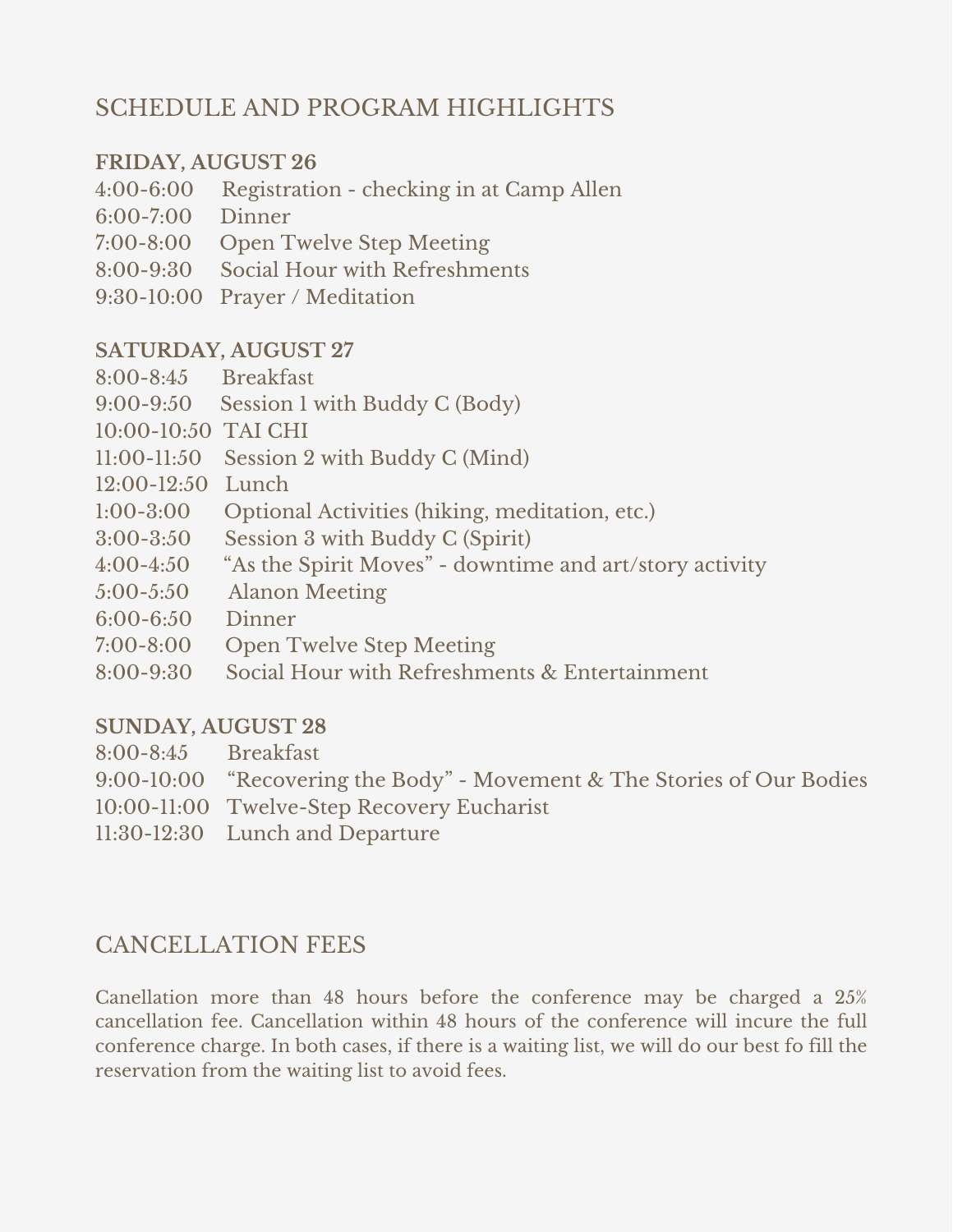## SCHEDULE AND PROGRAM HIGHLIGHTS

**FRIDAY, AUGUST 26**

4:00-6:00 Registration - checking in at Camp Allen
6:00-7:00 Dinner
7:00-8:00 Open Twelve Step Meeting
8:00-9:30 Social Hour with Refreshments
9:30-10:00 Prayer / Meditation

**SATURDAY, AUGUST 27**

8:00-8:45 Breakfast
9:00-9:50 Session 1 with Buddy C (Body)
10:00-10:50 TAI CHI
11:00-11:50 Session 2 with Buddy C (Mind)
12:00-12:50 Lunch
1:00-3:00 Optional Activities (hiking, meditation, etc.)
3:00-3:50 Session 3 with Buddy C (Spirit)
4:00-4:50 "As the Spirit Moves" - downtime and art/story activity
5:00-5:50 Alanon Meeting
6:00-6:50 Dinner
7:00-8:00 Open Twelve Step Meeting
8:00-9:30 Social Hour with Refreshments & Entertainment

**SUNDAY, AUGUST 28**

8:00-8:45 Breakfast
9:00-10:00 "Recovering the Body" - Movement & The Stories of Our Bodies
10:00-11:00 Twelve-Step Recovery Eucharist
11:30-12:30 Lunch and Departure

## CANCELLATION FEES

Canellation more than 48 hours before the conference may be charged a 25% cancellation fee. Cancellation within 48 hours of the conference will incure the full conference charge. In both cases, if there is a waiting list, we will do our best fo fill the reservation from the waiting list to avoid fees.